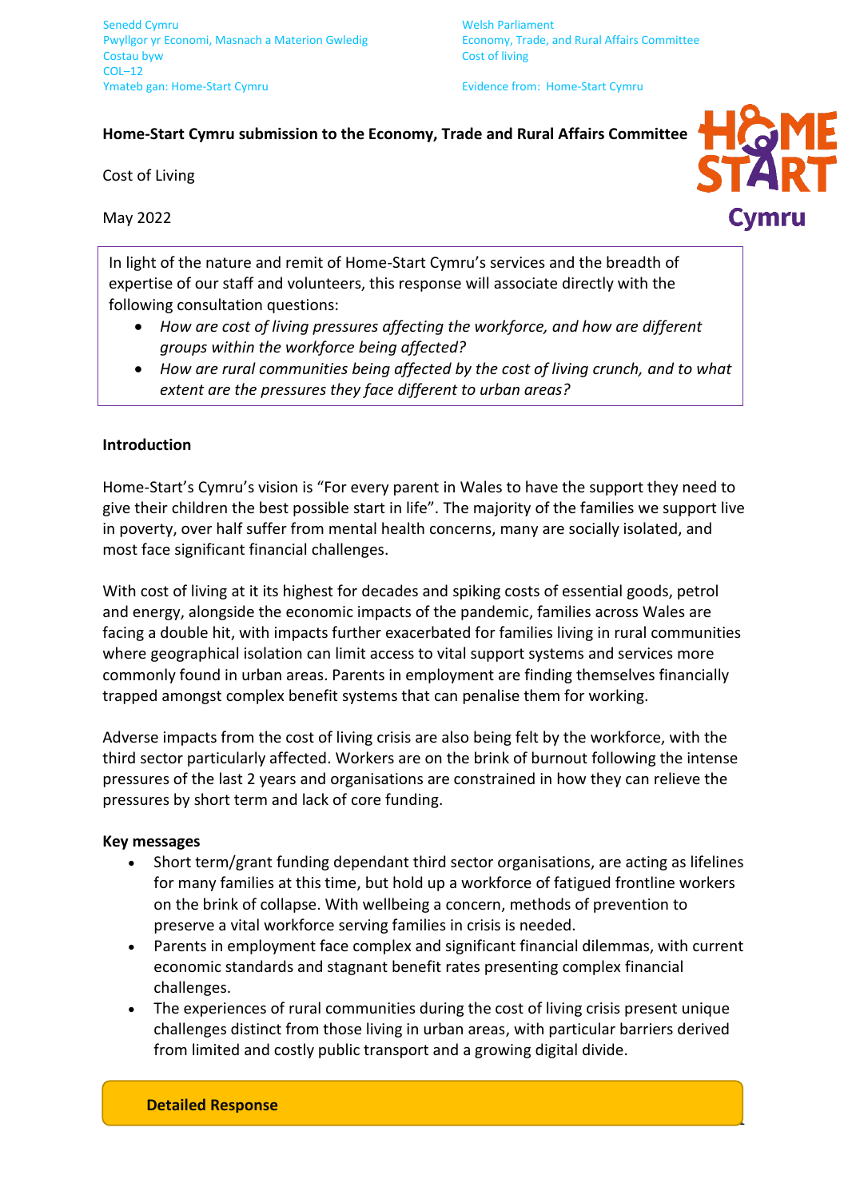Senedd Cymru
Pwyllgor yr Economi, Masnach a Materion Gwledig
Costau byw
COL–12
Ymateb gan: Home-Start Cymru

Welsh Parliament
Economy, Trade, and Rural Affairs Committee
Cost of living

Evidence from: Home-Start Cymru

**Home-Start Cymru submission to the Economy, Trade and Rural Affairs Committee**

Cost of Living

May 2022

In light of the nature and remit of Home-Start Cymru's services and the breadth of expertise of our staff and volunteers, this response will associate directly with the following consultation questions:

- *How are cost of living pressures affecting the workforce, and how are different groups within the workforce being affected?*
- *How are rural communities being affected by the cost of living crunch, and to what extent are the pressures they face different to urban areas?*

## Introduction

Home-Start's Cymru's vision is "For every parent in Wales to have the support they need to give their children the best possible start in life". The majority of the families we support live in poverty, over half suffer from mental health concerns, many are socially isolated, and most face significant financial challenges.

With cost of living at it its highest for decades and spiking costs of essential goods, petrol and energy, alongside the economic impacts of the pandemic, families across Wales are facing a double hit, with impacts further exacerbated for families living in rural communities where geographical isolation can limit access to vital support systems and services more commonly found in urban areas. Parents in employment are finding themselves financially trapped amongst complex benefit systems that can penalise them for working.

Adverse impacts from the cost of living crisis are also being felt by the workforce, with the third sector particularly affected. Workers are on the brink of burnout following the intense pressures of the last 2 years and organisations are constrained in how they can relieve the pressures by short term and lack of core funding.

**Key messages**

- Short term/grant funding dependant third sector organisations, are acting as lifelines for many families at this time, but hold up a workforce of fatigued frontline workers on the brink of collapse. With wellbeing a concern, methods of prevention to preserve a vital workforce serving families in crisis is needed.
- Parents in employment face complex and significant financial dilemmas, with current economic standards and stagnant benefit rates presenting complex financial challenges.
- The experiences of rural communities during the cost of living crisis present unique challenges distinct from those living in urban areas, with particular barriers derived from limited and costly public transport and a growing digital divide.

## Detailed Response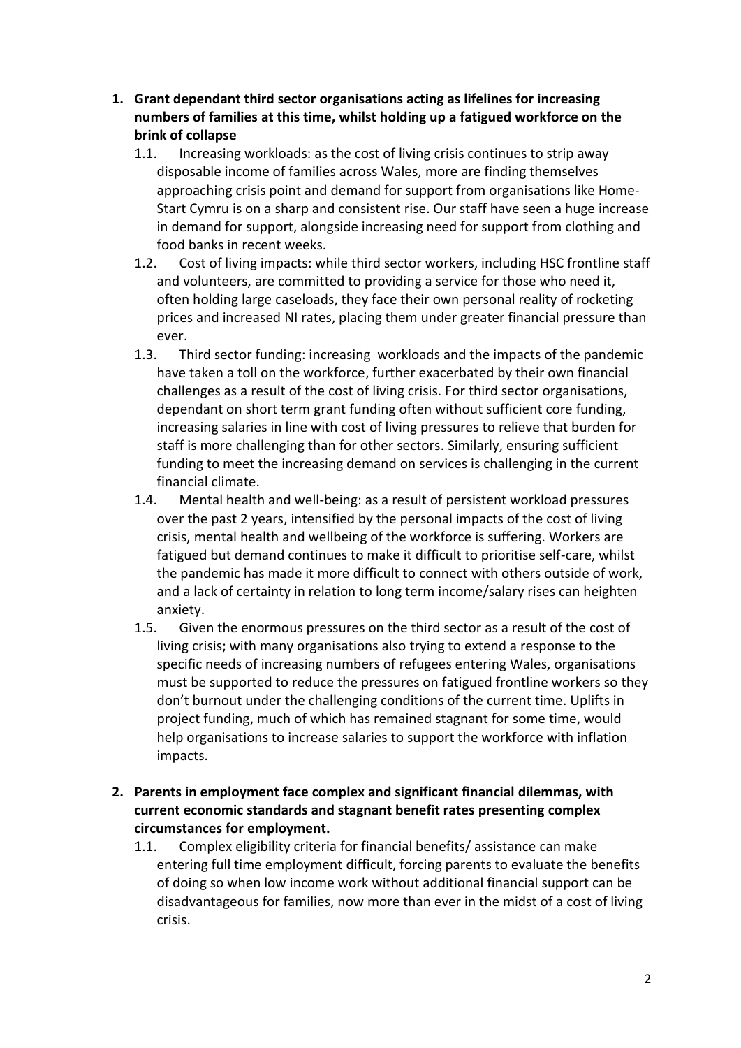1. **Grant dependant third sector organisations acting as lifelines for increasing numbers of families at this time, whilst holding up a fatigued workforce on the brink of collapse**
   1.1. Increasing workloads: as the cost of living crisis continues to strip away disposable income of families across Wales, more are finding themselves approaching crisis point and demand for support from organisations like Home-Start Cymru is on a sharp and consistent rise. Our staff have seen a huge increase in demand for support, alongside increasing need for support from clothing and food banks in recent weeks.
   1.2. Cost of living impacts: while third sector workers, including HSC frontline staff and volunteers, are committed to providing a service for those who need it, often holding large caseloads, they face their own personal reality of rocketing prices and increased NI rates, placing them under greater financial pressure than ever.
   1.3. Third sector funding: increasing workloads and the impacts of the pandemic have taken a toll on the workforce, further exacerbated by their own financial challenges as a result of the cost of living crisis. For third sector organisations, dependant on short term grant funding often without sufficient core funding, increasing salaries in line with cost of living pressures to relieve that burden for staff is more challenging than for other sectors. Similarly, ensuring sufficient funding to meet the increasing demand on services is challenging in the current financial climate.
   1.4. Mental health and well-being: as a result of persistent workload pressures over the past 2 years, intensified by the personal impacts of the cost of living crisis, mental health and wellbeing of the workforce is suffering. Workers are fatigued but demand continues to make it difficult to prioritise self-care, whilst the pandemic has made it more difficult to connect with others outside of work, and a lack of certainty in relation to long term income/salary rises can heighten anxiety.
   1.5. Given the enormous pressures on the third sector as a result of the cost of living crisis; with many organisations also trying to extend a response to the specific needs of increasing numbers of refugees entering Wales, organisations must be supported to reduce the pressures on fatigued frontline workers so they don't burnout under the challenging conditions of the current time. Uplifts in project funding, much of which has remained stagnant for some time, would help organisations to increase salaries to support the workforce with inflation impacts.

2. **Parents in employment face complex and significant financial dilemmas, with current economic standards and stagnant benefit rates presenting complex circumstances for employment.**
   2.1. Complex eligibility criteria for financial benefits/ assistance can make entering full time employment difficult, forcing parents to evaluate the benefits of doing so when low income work without additional financial support can be disadvantageous for families, now more than ever in the midst of a cost of living crisis.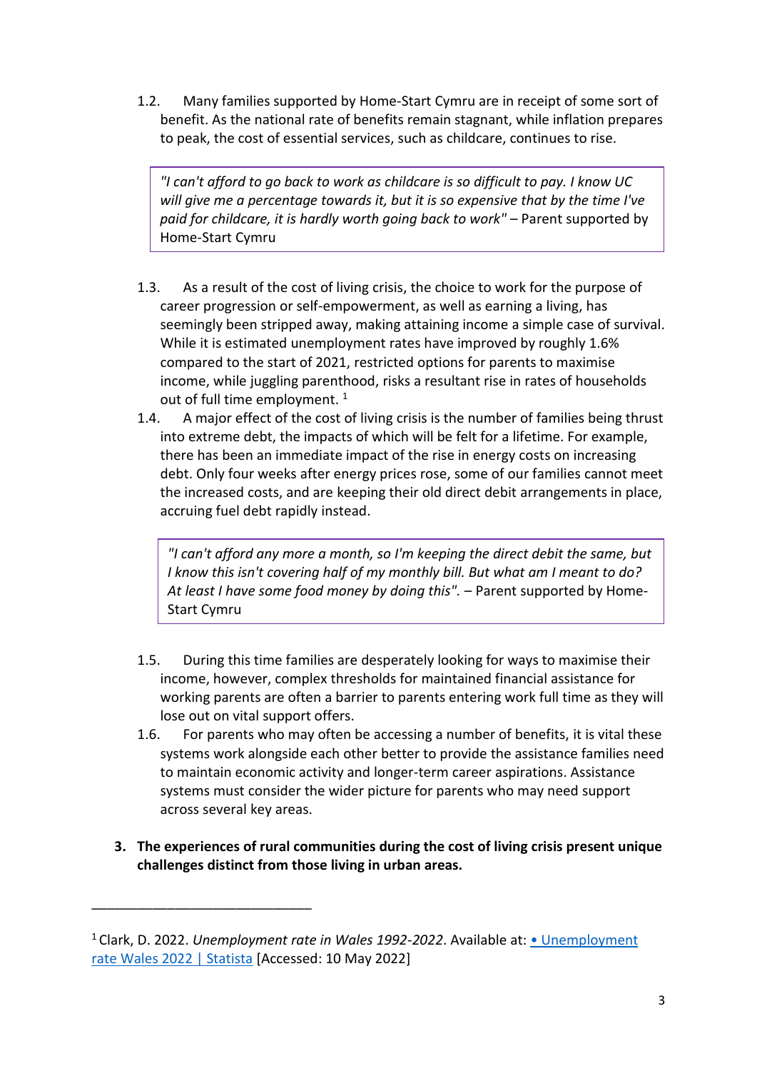1.2. Many families supported by Home-Start Cymru are in receipt of some sort of benefit. As the national rate of benefits remain stagnant, while inflation prepares to peak, the cost of essential services, such as childcare, continues to rise.

> *"I can't afford to go back to work as childcare is so difficult to pay. I know UC will give me a percentage towards it, but it is so expensive that by the time I've paid for childcare, it is hardly worth going back to work"* – Parent supported by Home-Start Cymru

1.3. As a result of the cost of living crisis, the choice to work for the purpose of career progression or self-empowerment, as well as earning a living, has seemingly been stripped away, making attaining income a simple case of survival. While it is estimated unemployment rates have improved by roughly 1.6% compared to the start of 2021, restricted options for parents to maximise income, while juggling parenthood, risks a resultant rise in rates of households out of full time employment. [1]

1.4. A major effect of the cost of living crisis is the number of families being thrust into extreme debt, the impacts of which will be felt for a lifetime. For example, there has been an immediate impact of the rise in energy costs on increasing debt. Only four weeks after energy prices rose, some of our families cannot meet the increased costs, and are keeping their old direct debit arrangements in place, accruing fuel debt rapidly instead.

> *"I can't afford any more a month, so I'm keeping the direct debit the same, but I know this isn't covering half of my monthly bill. But what am I meant to do? At least I have some food money by doing this".* – Parent supported by Home-Start Cymru

1.5. During this time families are desperately looking for ways to maximise their income, however, complex thresholds for maintained financial assistance for working parents are often a barrier to parents entering work full time as they will lose out on vital support offers.

1.6. For parents who may often be accessing a number of benefits, it is vital these systems work alongside each other better to provide the assistance families need to maintain economic activity and longer-term career aspirations. Assistance systems must consider the wider picture for parents who may need support across several key areas.

3. **The experiences of rural communities during the cost of living crisis present unique challenges distinct from those living in urban areas.**

---

[1] Clark, D. 2022. *Unemployment rate in Wales 1992-2022*. Available at: [• Unemployment rate Wales 2022 | Statista] [Accessed: 10 May 2022]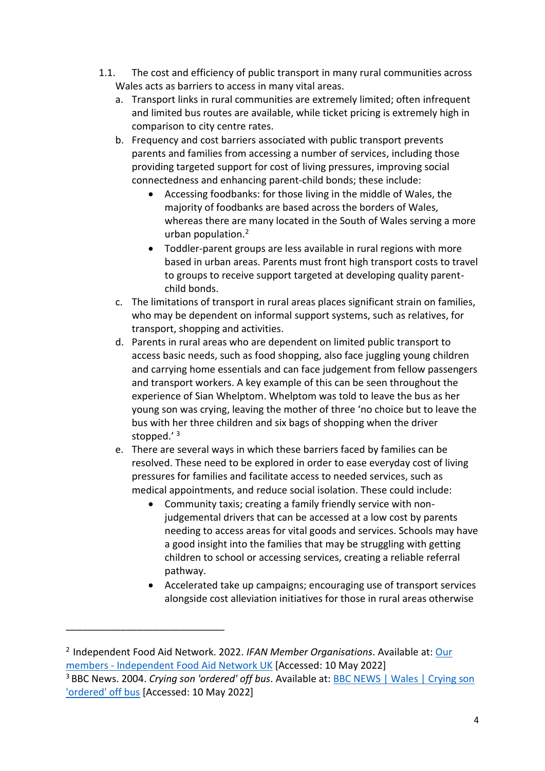1.1. The cost and efficiency of public transport in many rural communities across Wales acts as barriers to access in many vital areas.

   a. Transport links in rural communities are extremely limited; often infrequent and limited bus routes are available, while ticket pricing is extremely high in comparison to city centre rates.

   b. Frequency and cost barriers associated with public transport prevents parents and families from accessing a number of services, including those providing targeted support for cost of living pressures, improving social connectedness and enhancing parent-child bonds; these include:

      - Accessing foodbanks: for those living in the middle of Wales, the majority of foodbanks are based across the borders of Wales, whereas there are many located in the South of Wales serving a more urban population.[2]
      - Toddler-parent groups are less available in rural regions with more based in urban areas. Parents must front high transport costs to travel to groups to receive support targeted at developing quality parent-child bonds.

   c. The limitations of transport in rural areas places significant strain on families, who may be dependent on informal support systems, such as relatives, for transport, shopping and activities.

   d. Parents in rural areas who are dependent on limited public transport to access basic needs, such as food shopping, also face juggling young children and carrying home essentials and can face judgement from fellow passengers and transport workers. A key example of this can be seen throughout the experience of Sian Whelptom. Whelptom was told to leave the bus as her young son was crying, leaving the mother of three 'no choice but to leave the bus with her three children and six bags of shopping when the driver stopped.' [3]

   e. There are several ways in which these barriers faced by families can be resolved. These need to be explored in order to ease everyday cost of living pressures for families and facilitate access to needed services, such as medical appointments, and reduce social isolation. These could include:

      - Community taxis; creating a family friendly service with non-judgemental drivers that can be accessed at a low cost by parents needing to access areas for vital goods and services. Schools may have a good insight into the families that may be struggling with getting children to school or accessing services, creating a reliable referral pathway.
      - Accelerated take up campaigns; encouraging use of transport services alongside cost alleviation initiatives for those in rural areas otherwise

---

[2] Independent Food Aid Network. 2022. *IFAN Member Organisations*. Available at: [Our members - Independent Food Aid Network UK] [Accessed: 10 May 2022]

[3] BBC News. 2004. *Crying son 'ordered' off bus*. Available at: [BBC NEWS | Wales | Crying son 'ordered' off bus] [Accessed: 10 May 2022]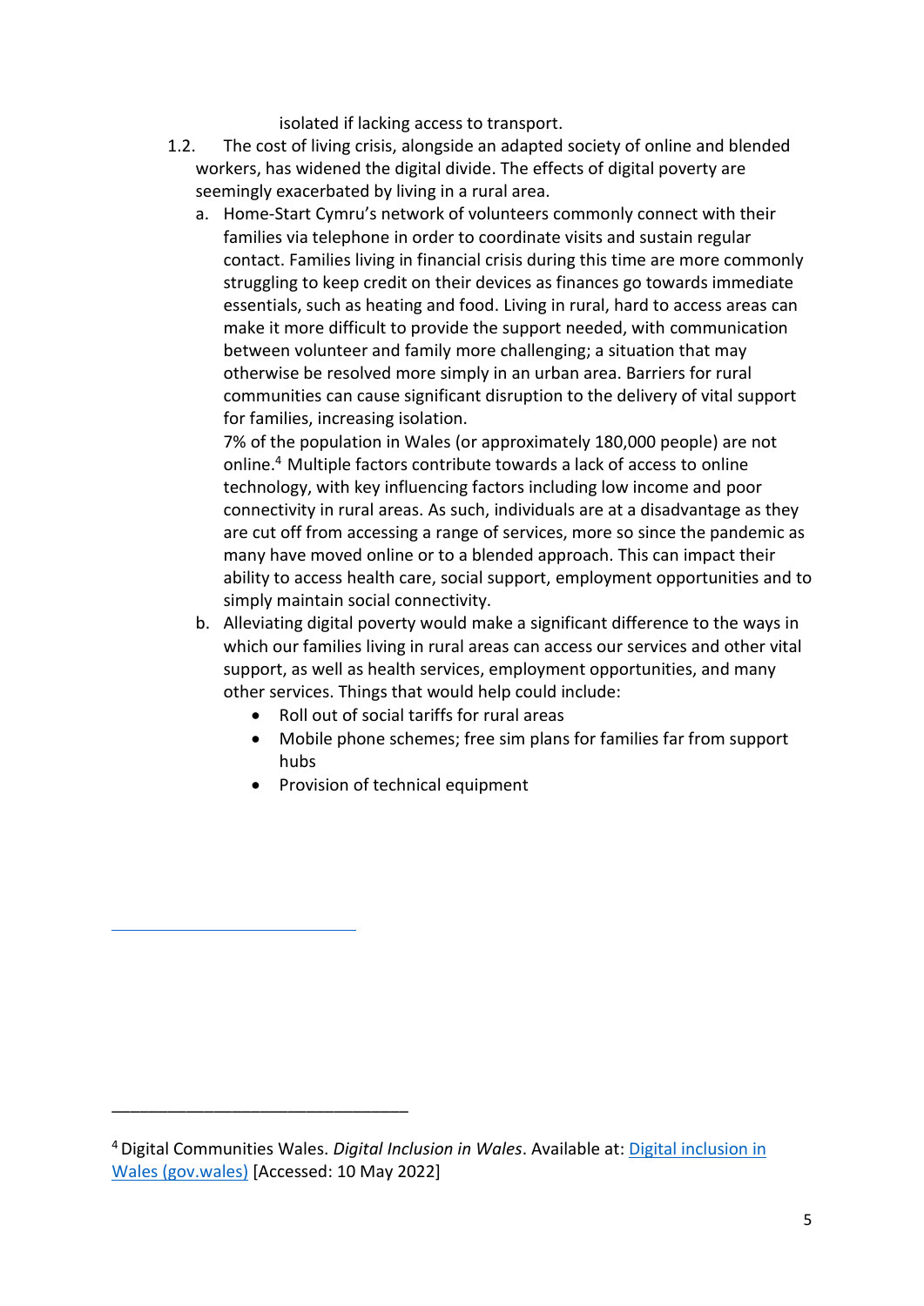isolated if lacking access to transport.

1.2. The cost of living crisis, alongside an adapted society of online and blended workers, has widened the digital divide. The effects of digital poverty are seemingly exacerbated by living in a rural area.

   a. Home-Start Cymru's network of volunteers commonly connect with their families via telephone in order to coordinate visits and sustain regular contact. Families living in financial crisis during this time are more commonly struggling to keep credit on their devices as finances go towards immediate essentials, such as heating and food. Living in rural, hard to access areas can make it more difficult to provide the support needed, with communication between volunteer and family more challenging; a situation that may otherwise be resolved more simply in an urban area. Barriers for rural communities can cause significant disruption to the delivery of vital support for families, increasing isolation.

      7% of the population in Wales (or approximately 180,000 people) are not online.[4] Multiple factors contribute towards a lack of access to online technology, with key influencing factors including low income and poor connectivity in rural areas. As such, individuals are at a disadvantage as they are cut off from accessing a range of services, more so since the pandemic as many have moved online or to a blended approach. This can impact their ability to access health care, social support, employment opportunities and to simply maintain social connectivity.

   b. Alleviating digital poverty would make a significant difference to the ways in which our families living in rural areas can access our services and other vital support, as well as health services, employment opportunities, and many other services. Things that would help could include:
      - Roll out of social tariffs for rural areas
      - Mobile phone schemes; free sim plans for families far from support hubs
      - Provision of technical equipment

---

[4] Digital Communities Wales. *Digital Inclusion in Wales*. Available at: [Digital inclusion in Wales (gov.wales)] [Accessed: 10 May 2022]